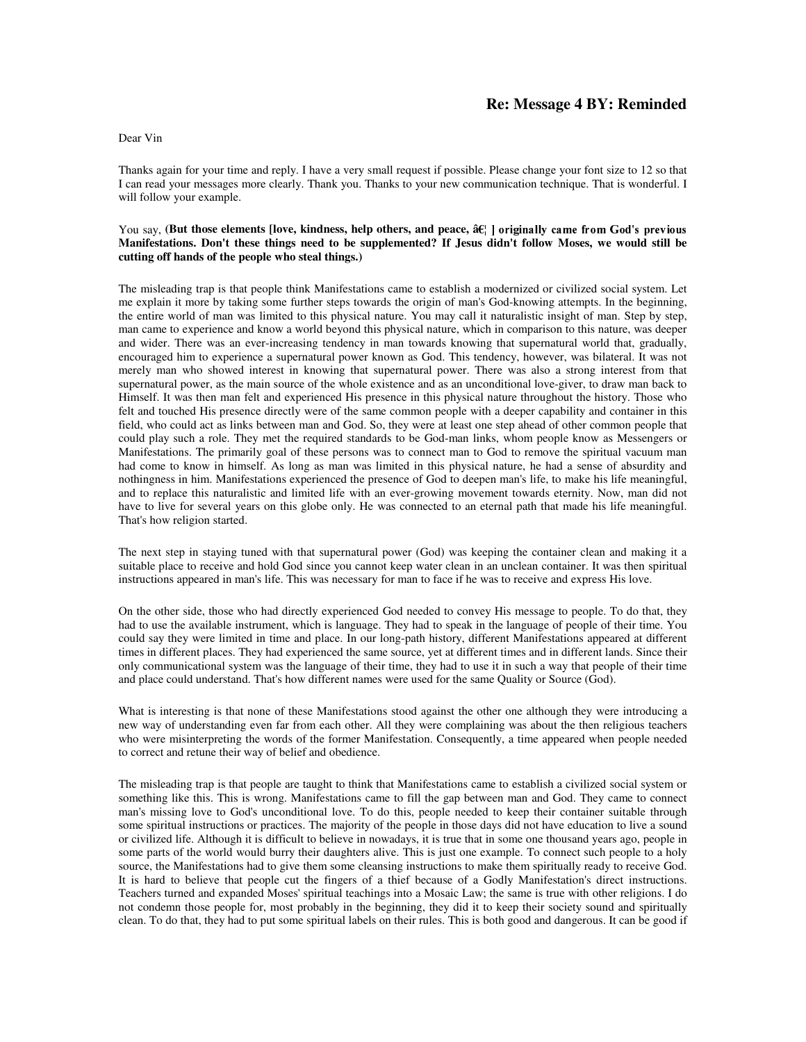## Re: Message 4 BY: Reminded

Dear Vin

Thanks again for your time and reply. I have a very small request if possible. Please change your font size to 12 so that I can read your messages more clearly. Thank you. Thanks to your new communication technique. That is wonderful. I will follow your example.

You say, **(But those elements [love, kindness, help others, and peace, â€¦ ] originally came from God's previous Manifestations. Don't these things need to be supplemented? If Jesus didn't follow Moses, we would still be cutting off hands of the people who steal things.)**

The misleading trap is that people think Manifestations came to establish a modernized or civilized social system. Let me explain it more by taking some further steps towards the origin of man's God-knowing attempts. In the beginning, the entire world of man was limited to this physical nature. You may call it naturalistic insight of man. Step by step, man came to experience and know a world beyond this physical nature, which in comparison to this nature, was deeper and wider. There was an ever-increasing tendency in man towards knowing that supernatural world that, gradually, encouraged him to experience a supernatural power known as God. This tendency, however, was bilateral. It was not merely man who showed interest in knowing that supernatural power. There was also a strong interest from that supernatural power, as the main source of the whole existence and as an unconditional love-giver, to draw man back to Himself. It was then man felt and experienced His presence in this physical nature throughout the history. Those who felt and touched His presence directly were of the same common people with a deeper capability and container in this field, who could act as links between man and God. So, they were at least one step ahead of other common people that could play such a role. They met the required standards to be God-man links, whom people know as Messengers or Manifestations. The primarily goal of these persons was to connect man to God to remove the spiritual vacuum man had come to know in himself. As long as man was limited in this physical nature, he had a sense of absurdity and nothingness in him. Manifestations experienced the presence of God to deepen man's life, to make his life meaningful, and to replace this naturalistic and limited life with an ever-growing movement towards eternity. Now, man did not have to live for several years on this globe only. He was connected to an eternal path that made his life meaningful. That's how religion started.

The next step in staying tuned with that supernatural power (God) was keeping the container clean and making it a suitable place to receive and hold God since you cannot keep water clean in an unclean container. It was then spiritual instructions appeared in man's life. This was necessary for man to face if he was to receive and express His love.

On the other side, those who had directly experienced God needed to convey His message to people. To do that, they had to use the available instrument, which is language. They had to speak in the language of people of their time. You could say they were limited in time and place. In our long-path history, different Manifestations appeared at different times in different places. They had experienced the same source, yet at different times and in different lands. Since their only communicational system was the language of their time, they had to use it in such a way that people of their time and place could understand. That's how different names were used for the same Quality or Source (God).

What is interesting is that none of these Manifestations stood against the other one although they were introducing a new way of understanding even far from each other. All they were complaining was about the then religious teachers who were misinterpreting the words of the former Manifestation. Consequently, a time appeared when people needed to correct and retune their way of belief and obedience.

The misleading trap is that people are taught to think that Manifestations came to establish a civilized social system or something like this. This is wrong. Manifestations came to fill the gap between man and God. They came to connect man's missing love to God's unconditional love. To do this, people needed to keep their container suitable through some spiritual instructions or practices. The majority of the people in those days did not have education to live a sound or civilized life. Although it is difficult to believe in nowadays, it is true that in some one thousand years ago, people in some parts of the world would burry their daughters alive. This is just one example. To connect such people to a holy source, the Manifestations had to give them some cleansing instructions to make them spiritually ready to receive God. It is hard to believe that people cut the fingers of a thief because of a Godly Manifestation's direct instructions. Teachers turned and expanded Moses' spiritual teachings into a Mosaic Law; the same is true with other religions. I do not condemn those people for, most probably in the beginning, they did it to keep their society sound and spiritually clean. To do that, they had to put some spiritual labels on their rules. This is both good and dangerous. It can be good if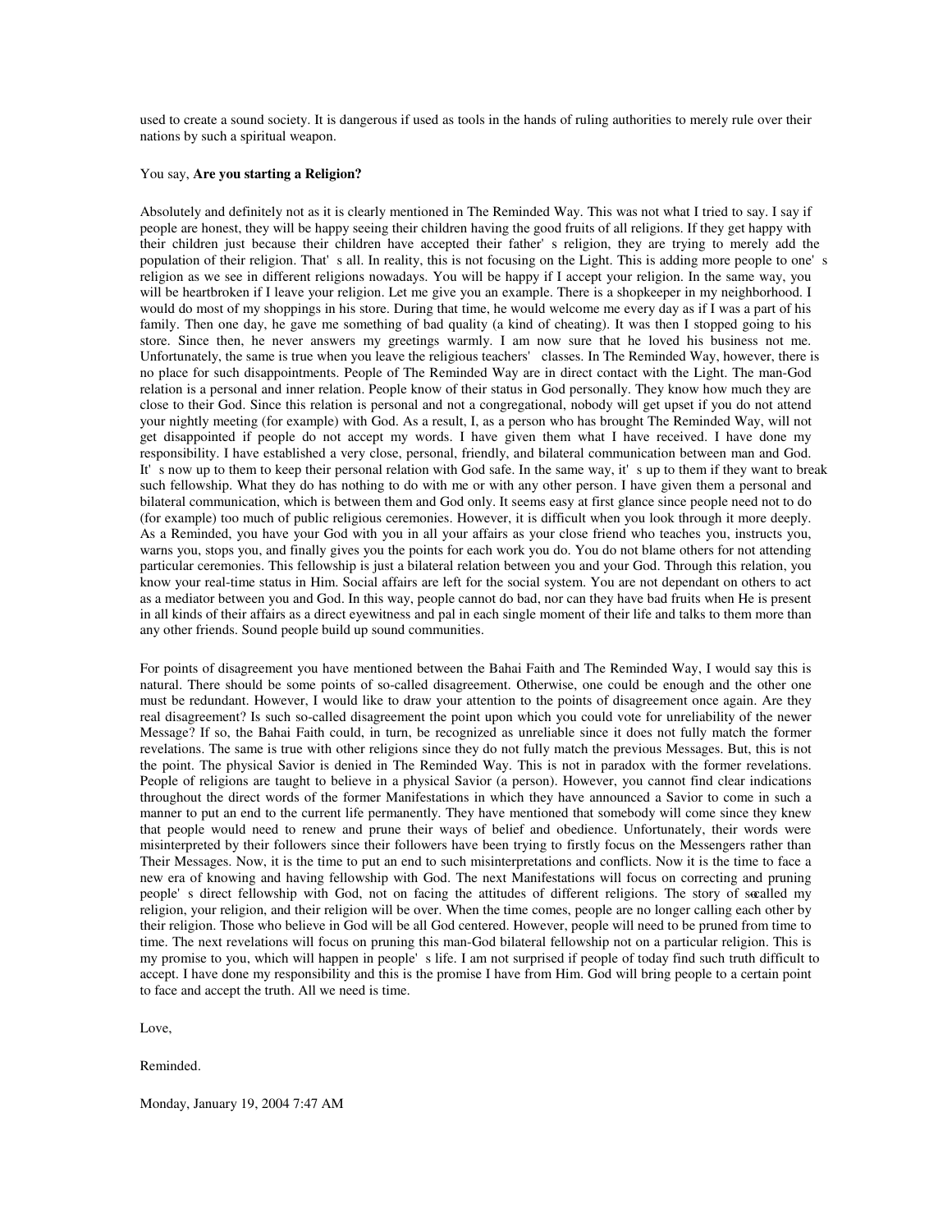used to create a sound society. It is dangerous if used as tools in the hands of ruling authorities to merely rule over their nations by such a spiritual weapon.

You say, **Are you starting a Religion?**

Absolutely and definitely not as it is clearly mentioned in The Reminded Way. This was not what I tried to say. I say if people are honest, they will be happy seeing their children having the good fruits of all religions. If they get happy with their children just because their children have accepted their father's religion, they are trying to merely add the population of their religion. That's all. In reality, this is not focusing on the Light. This is adding more people to one's religion as we see in different religions nowadays. You will be happy if I accept your religion. In the same way, you will be heartbroken if I leave your religion. Let me give you an example. There is a shopkeeper in my neighborhood. I would do most of my shoppings in his store. During that time, he would welcome me every day as if I was a part of his family. Then one day, he gave me something of bad quality (a kind of cheating). It was then I stopped going to his store. Since then, he never answers my greetings warmly. I am now sure that he loved his business not me. Unfortunately, the same is true when you leave the religious teachers' classes. In The Reminded Way, however, there is no place for such disappointments. People of The Reminded Way are in direct contact with the Light. The man-God relation is a personal and inner relation. People know of their status in God personally. They know how much they are close to their God. Since this relation is personal and not a congregational, nobody will get upset if you do not attend your nightly meeting (for example) with God. As a result, I, as a person who has brought The Reminded Way, will not get disappointed if people do not accept my words. I have given them what I have received. I have done my responsibility. I have established a very close, personal, friendly, and bilateral communication between man and God. It's now up to them to keep their personal relation with God safe. In the same way, it's up to them if they want to break such fellowship. What they do has nothing to do with me or with any other person. I have given them a personal and bilateral communication, which is between them and God only. It seems easy at first glance since people need not to do (for example) too much of public religious ceremonies. However, it is difficult when you look through it more deeply. As a Reminded, you have your God with you in all your affairs as your close friend who teaches you, instructs you, warns you, stops you, and finally gives you the points for each work you do. You do not blame others for not attending particular ceremonies. This fellowship is just a bilateral relation between you and your God. Through this relation, you know your real-time status in Him. Social affairs are left for the social system. You are not dependant on others to act as a mediator between you and God. In this way, people cannot do bad, nor can they have bad fruits when He is present in all kinds of their affairs as a direct eyewitness and pal in each single moment of their life and talks to them more than any other friends. Sound people build up sound communities.

For points of disagreement you have mentioned between the Bahai Faith and The Reminded Way, I would say this is natural. There should be some points of so-called disagreement. Otherwise, one could be enough and the other one must be redundant. However, I would like to draw your attention to the points of disagreement once again. Are they real disagreement? Is such so-called disagreement the point upon which you could vote for unreliability of the newer Message? If so, the Bahai Faith could, in turn, be recognized as unreliable since it does not fully match the former revelations. The same is true with other religions since they do not fully match the previous Messages. But, this is not the point. The physical Savior is denied in The Reminded Way. This is not in paradox with the former revelations. People of religions are taught to believe in a physical Savior (a person). However, you cannot find clear indications throughout the direct words of the former Manifestations in which they have announced a Savior to come in such a manner to put an end to the current life permanently. They have mentioned that somebody will come since they knew that people would need to renew and prune their ways of belief and obedience. Unfortunately, their words were misinterpreted by their followers since their followers have been trying to firstly focus on the Messengers rather than Their Messages. Now, it is the time to put an end to such misinterpretations and conflicts. Now it is the time to face a new era of knowing and having fellowship with God. The next Manifestations will focus on correcting and pruning people's direct fellowship with God, not on facing the attitudes of different religions. The story of so-called my religion, your religion, and their religion will be over. When the time comes, people are no longer calling each other by their religion. Those who believe in God will be all God centered. However, people will need to be pruned from time to time. The next revelations will focus on pruning this man-God bilateral fellowship not on a particular religion. This is my promise to you, which will happen in people's life. I am not surprised if people of today find such truth difficult to accept. I have done my responsibility and this is the promise I have from Him. God will bring people to a certain point to face and accept the truth. All we need is time.

Love,

Reminded.

Monday, January 19, 2004 7:47 AM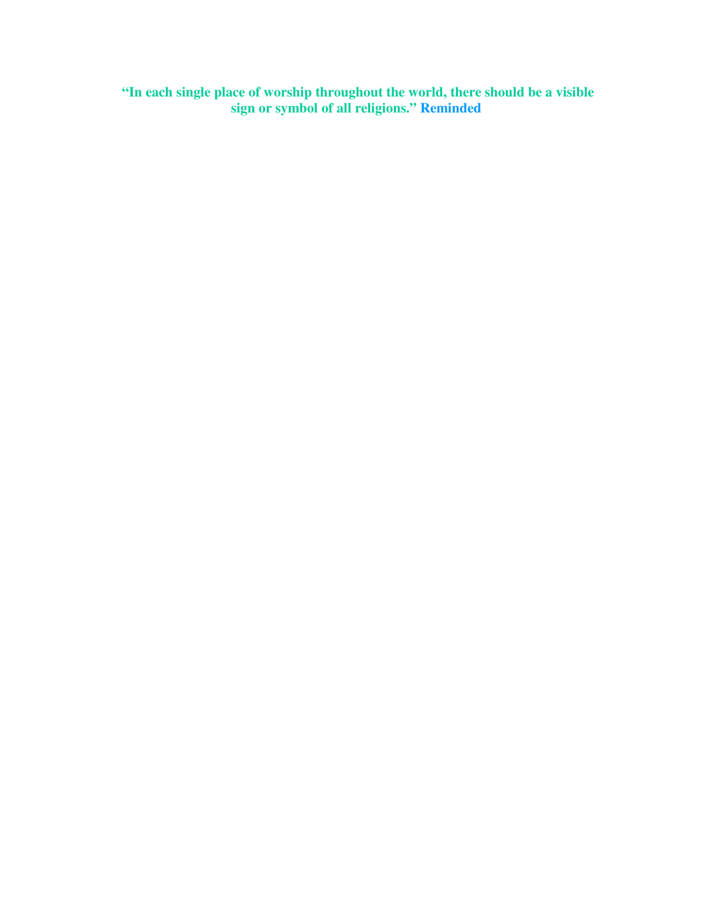**“In each single place of worship throughout the world, there should be a visible sign or symbol of all religions.” Reminded**